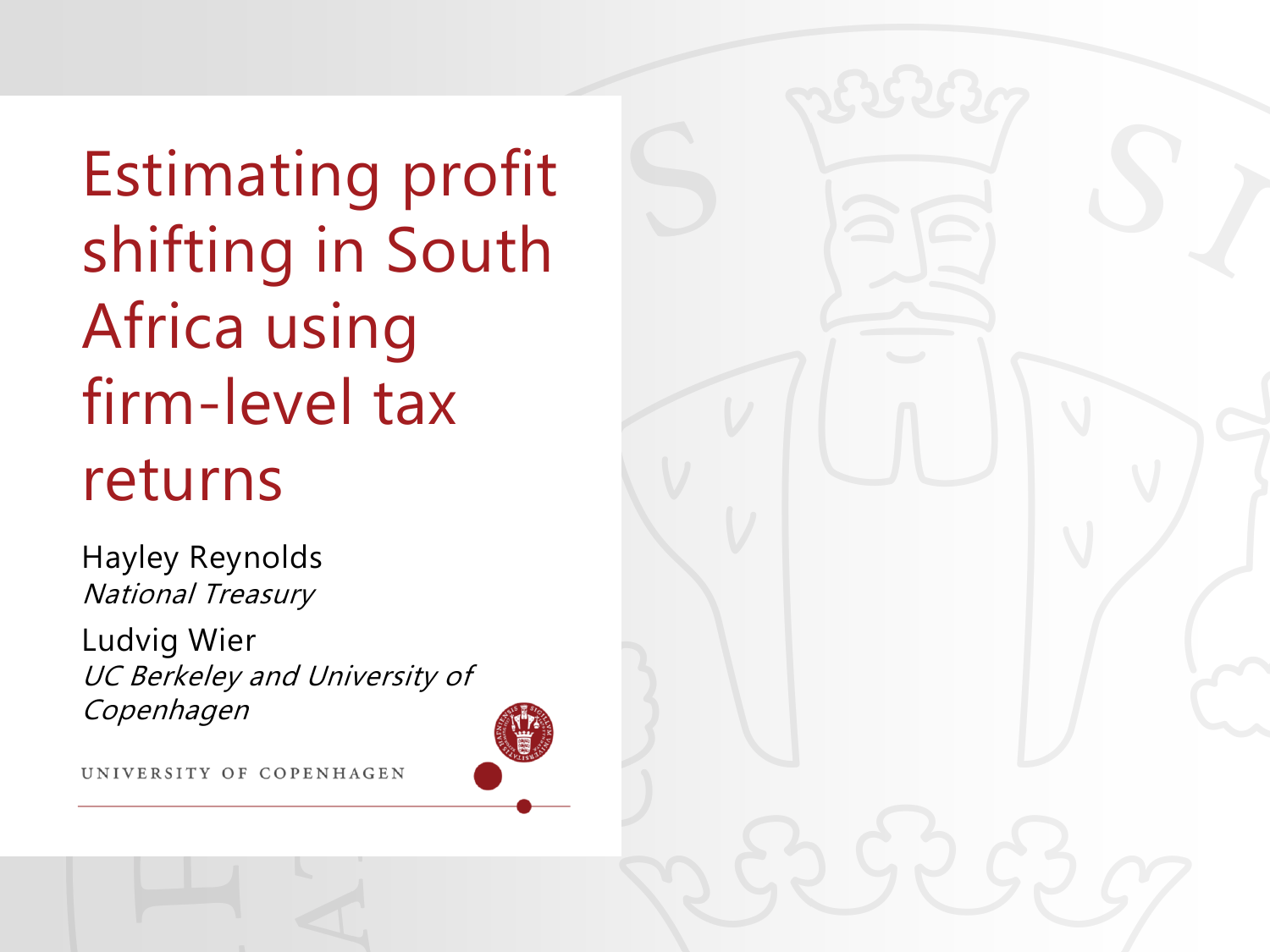# Estimating profit shifting in South Africa using firm-level tax returns

Hayley Reynolds
*National Treasury*

Ludvig Wier
*UC Berkeley and University of Copenhagen*

UNIVERSITY OF COPENHAGEN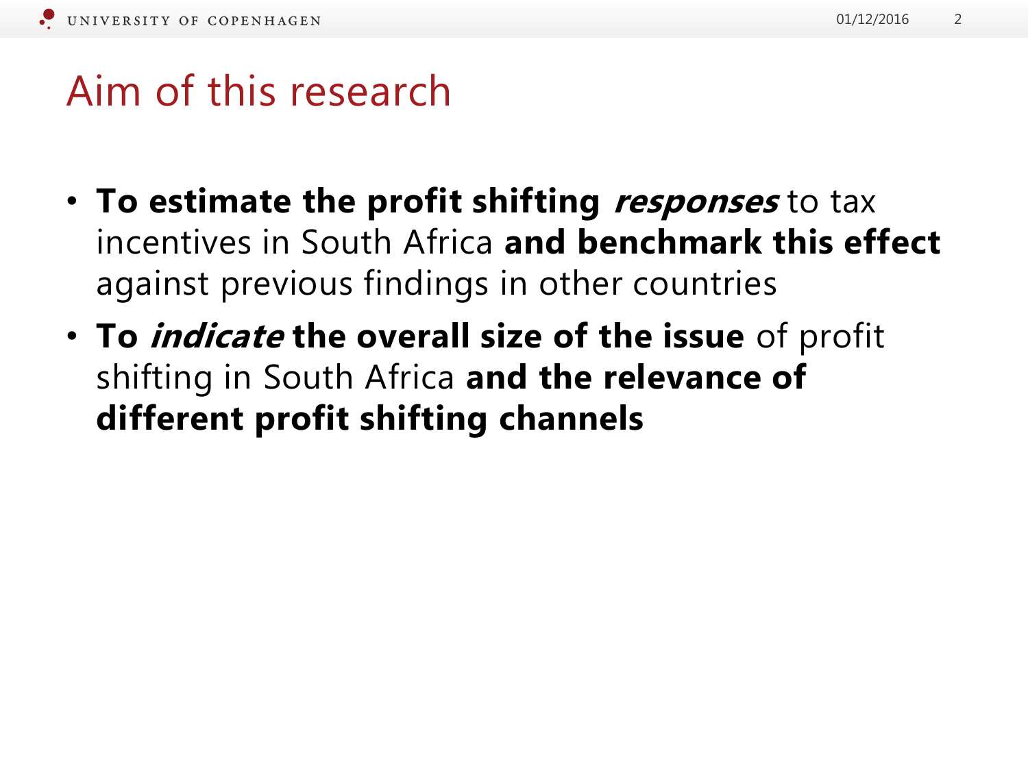# Aim of this research

- **To estimate the profit shifting *responses*** to tax incentives in South Africa **and benchmark this effect** against previous findings in other countries
- **To *indicate* the overall size of the issue** of profit shifting in South Africa **and the relevance of different profit shifting channels**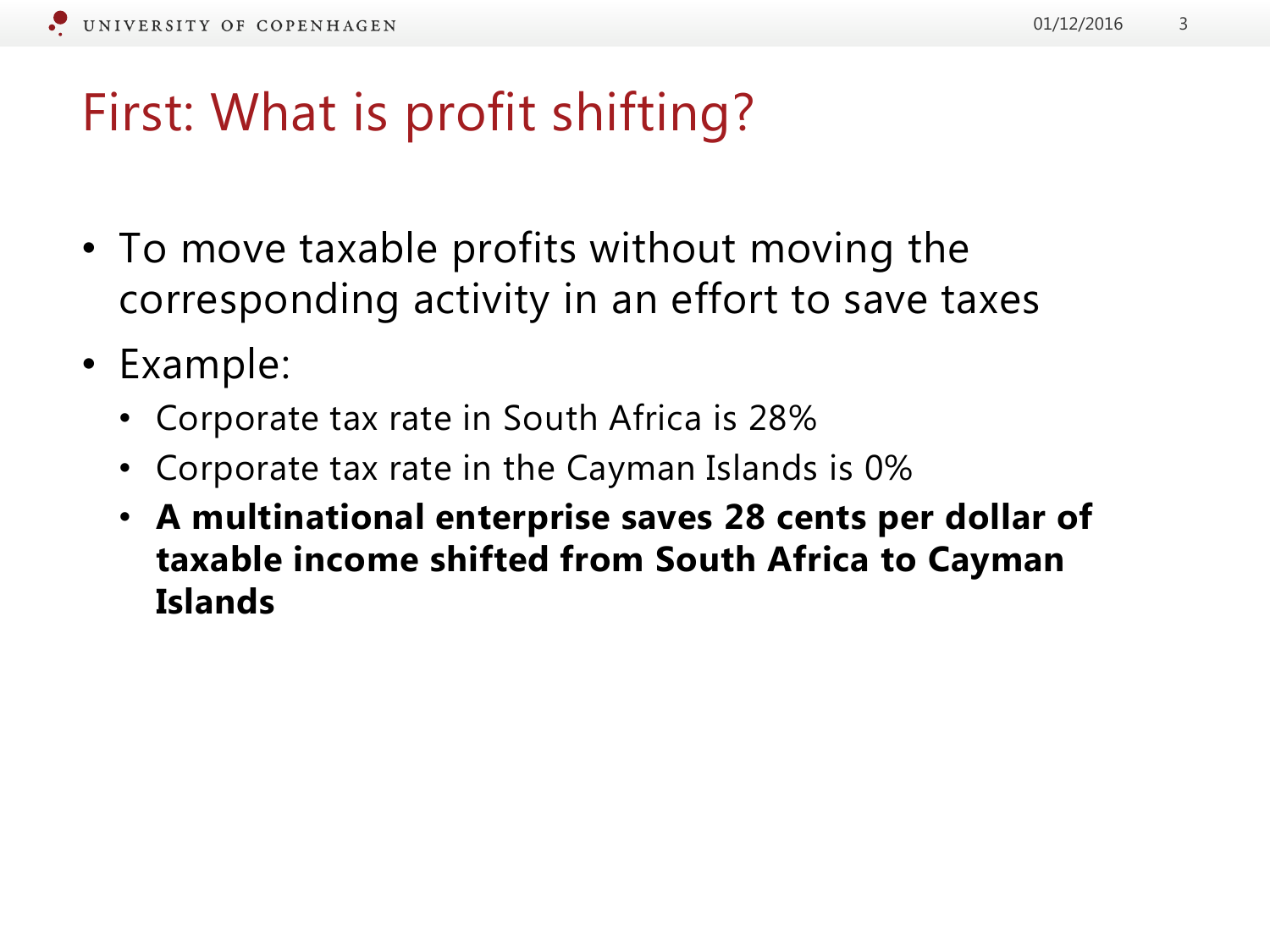# First: What is profit shifting?

- To move taxable profits without moving the corresponding activity in an effort to save taxes
- Example:
  - Corporate tax rate in South Africa is 28%
  - Corporate tax rate in the Cayman Islands is 0%
  - **A multinational enterprise saves 28 cents per dollar of taxable income shifted from South Africa to Cayman Islands**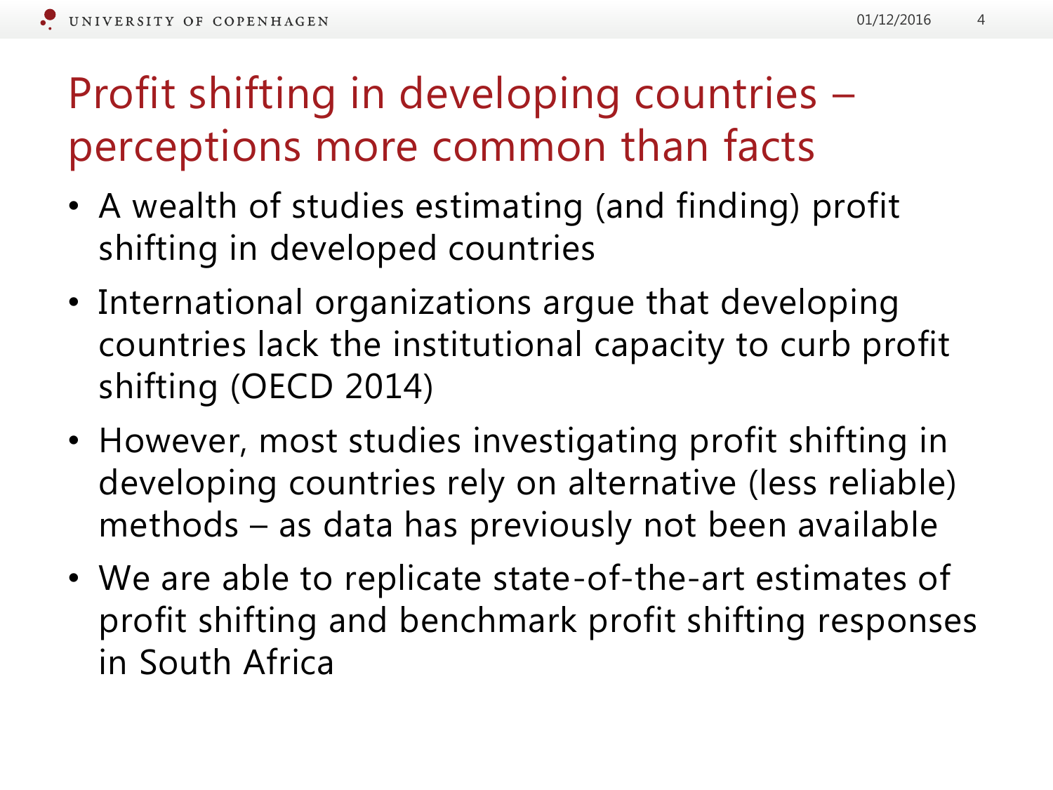# Profit shifting in developing countries – perceptions more common than facts

- A wealth of studies estimating (and finding) profit shifting in developed countries
- International organizations argue that developing countries lack the institutional capacity to curb profit shifting (OECD 2014)
- However, most studies investigating profit shifting in developing countries rely on alternative (less reliable) methods – as data has previously not been available
- We are able to replicate state-of-the-art estimates of profit shifting and benchmark profit shifting responses in South Africa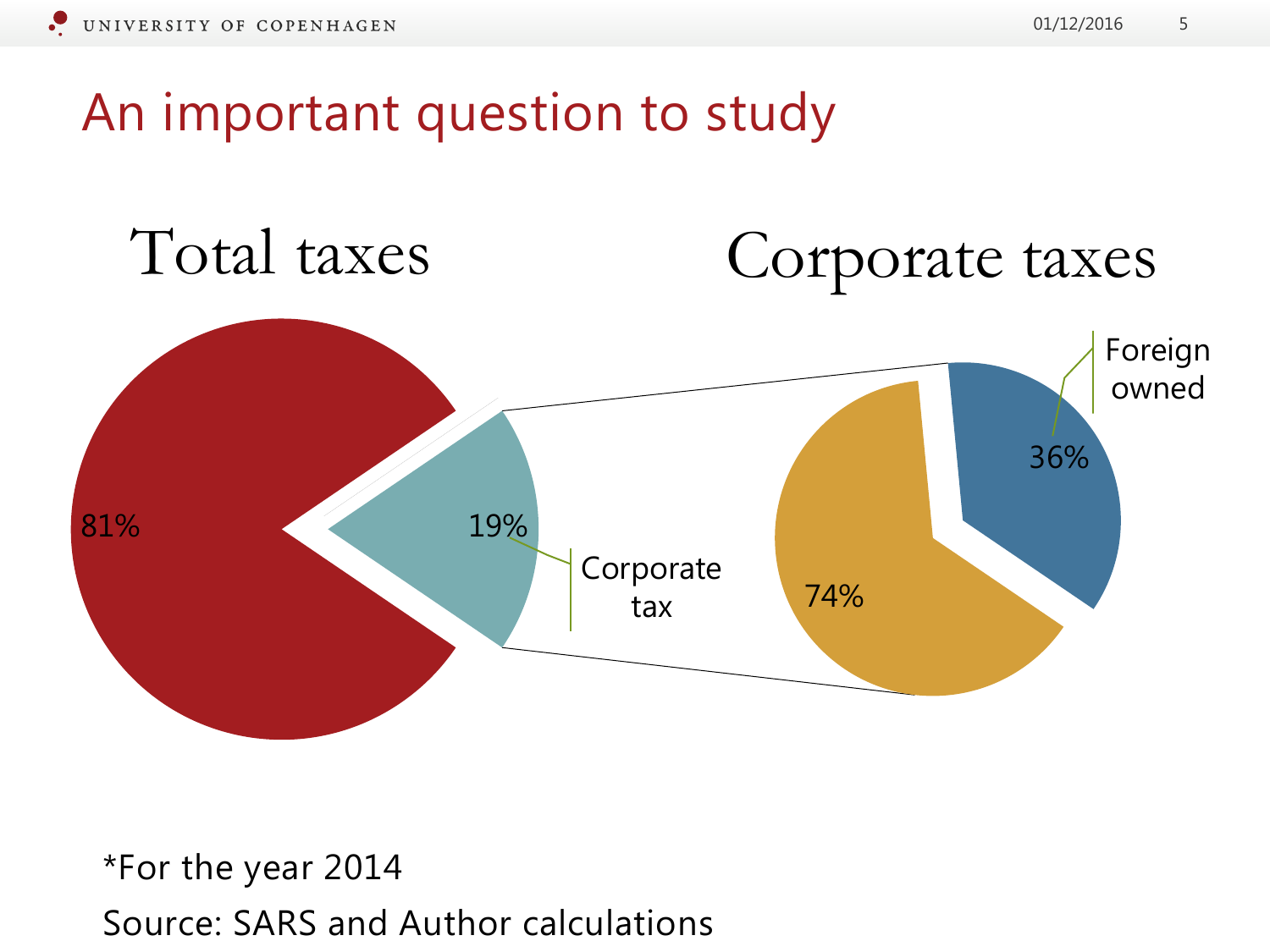# An important question to study

## Total taxes

- 81%
- 19% — Corporate tax

## Corporate taxes

- 74%
- 36% — Foreign owned

*For the year 2014

Source: SARS and Author calculations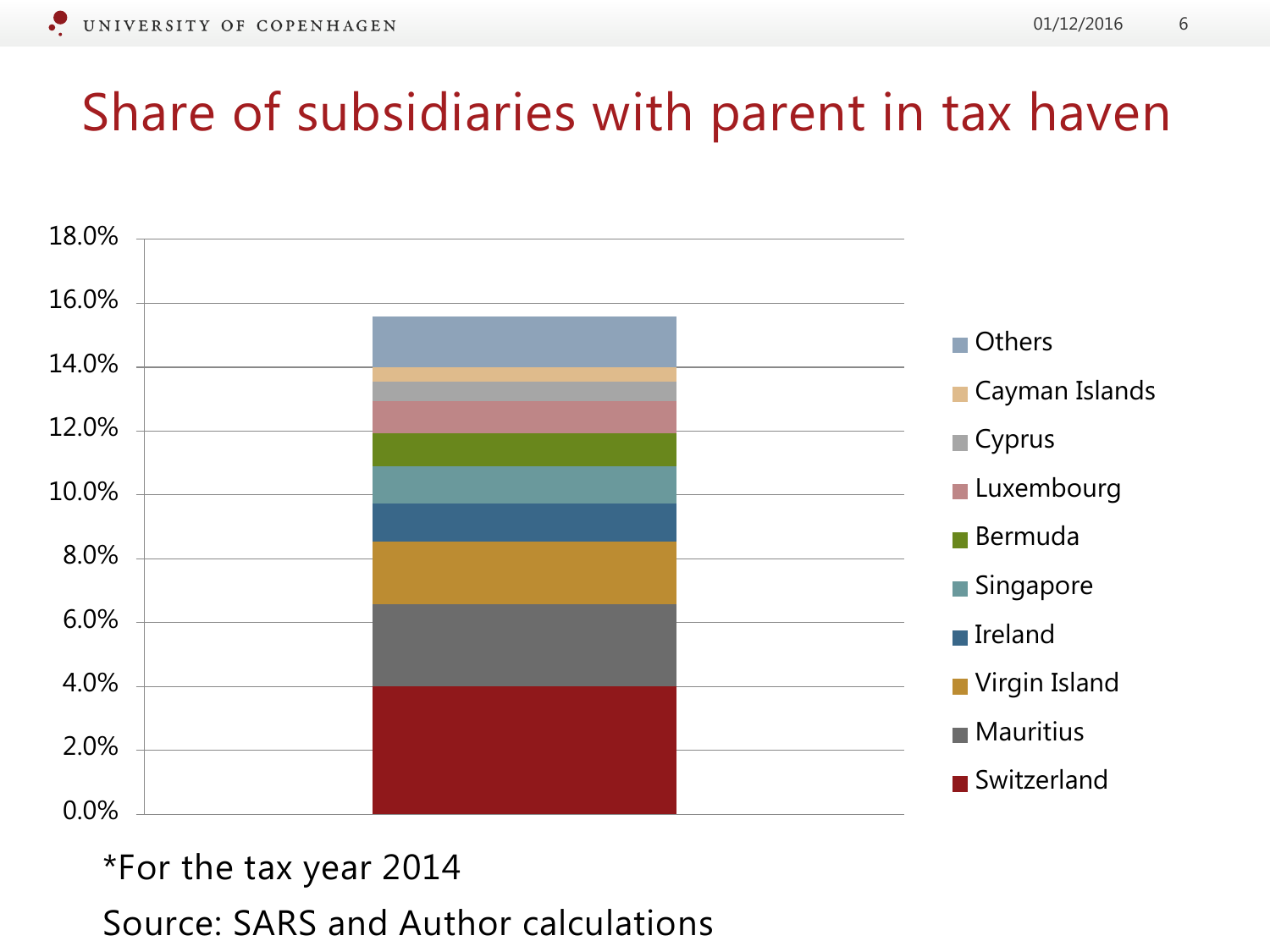# Share of subsidiaries with parent in tax haven

| Country | Share |
|---|---|
| Others | |
| Cayman Islands | |
| Cyprus | |
| Luxembourg | |
| Bermuda | |
| Singapore | |
| Ireland | |
| Virgin Island | |
| Mauritius | |
| Switzerland | |

*For the tax year 2014

Source: SARS and Author calculations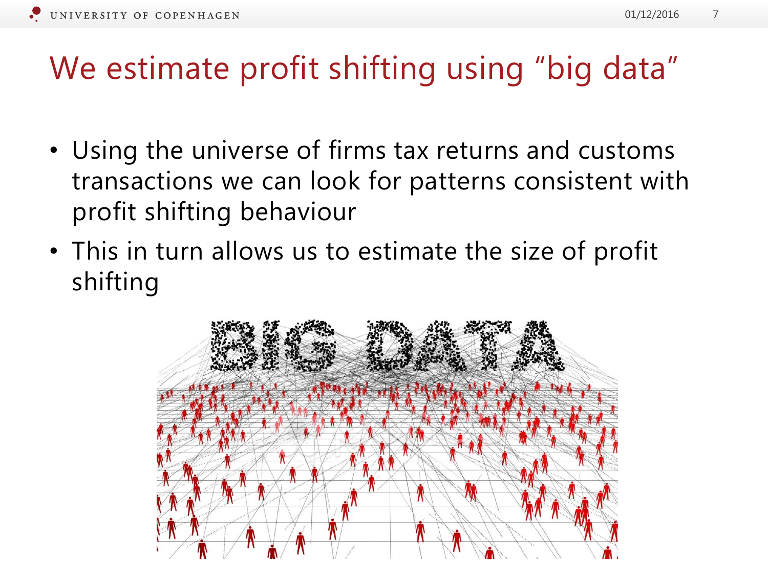# We estimate profit shifting using "big data"

- Using the universe of firms tax returns and customs transactions we can look for patterns consistent with profit shifting behaviour
- This in turn allows us to estimate the size of profit shifting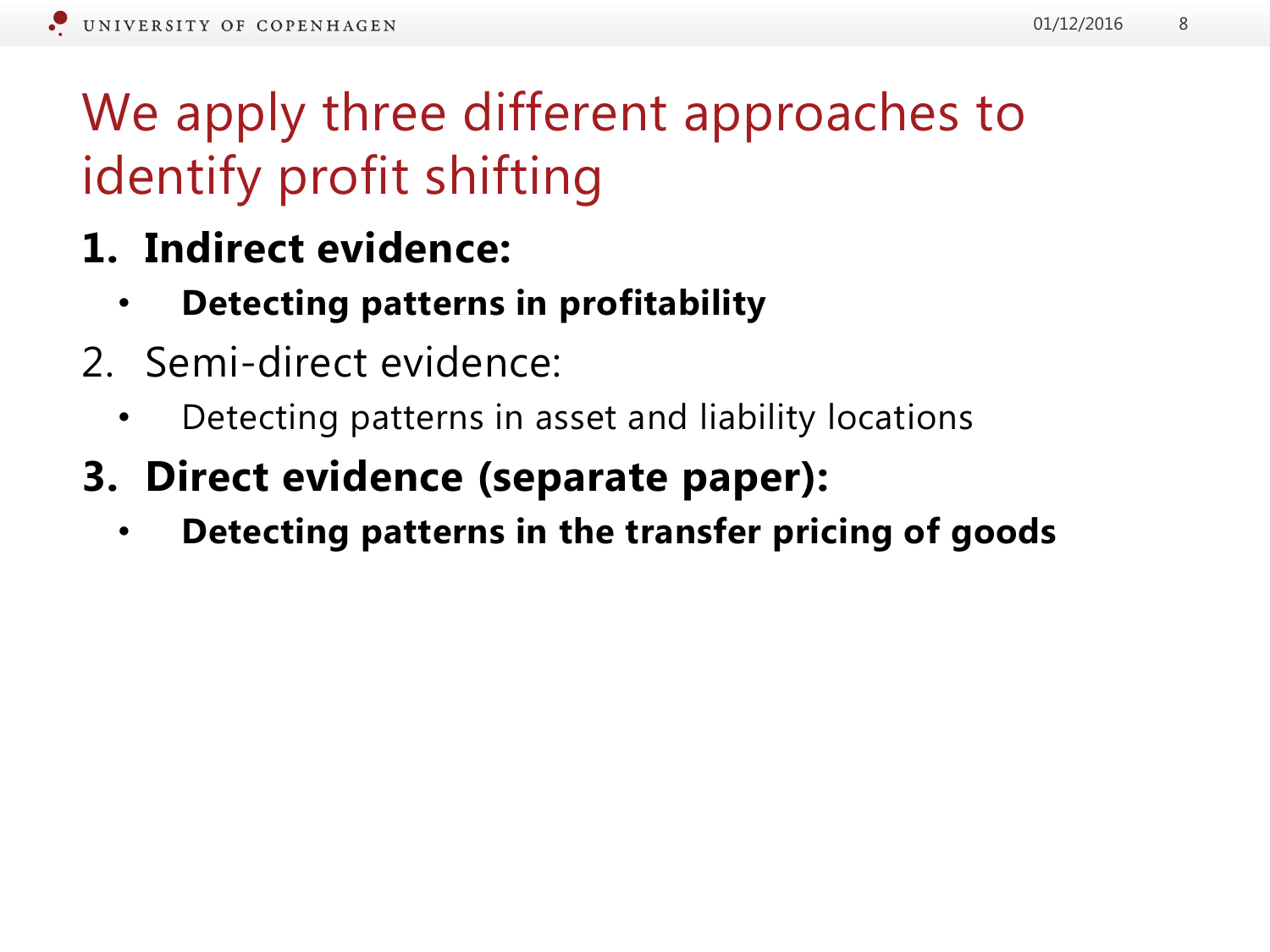# We apply three different approaches to identify profit shifting

1. **Indirect evidence:**
   - **Detecting patterns in profitability**
2. Semi-direct evidence:
   - Detecting patterns in asset and liability locations
3. **Direct evidence (separate paper):**
   - **Detecting patterns in the transfer pricing of goods**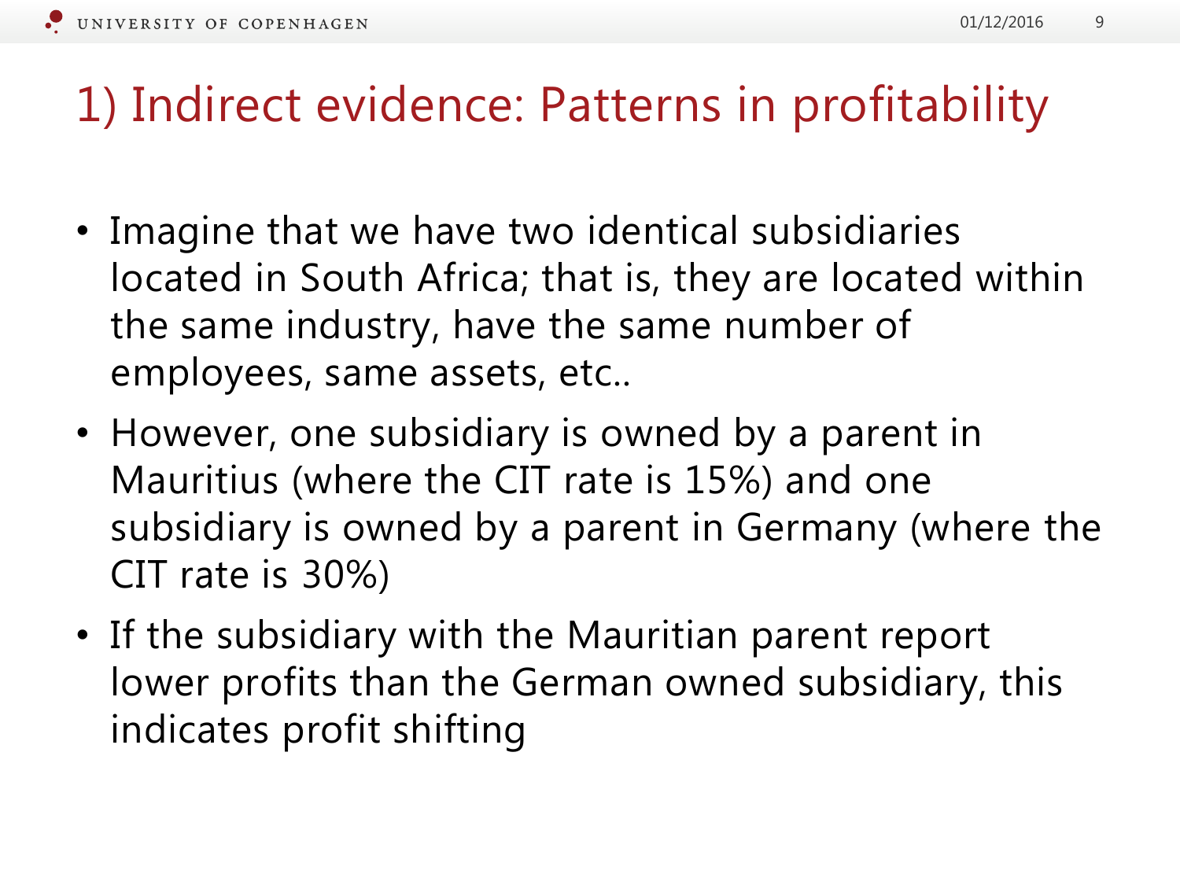# 1) Indirect evidence: Patterns in profitability

- Imagine that we have two identical subsidiaries located in South Africa; that is, they are located within the same industry, have the same number of employees, same assets, etc..
- However, one subsidiary is owned by a parent in Mauritius (where the CIT rate is 15%) and one subsidiary is owned by a parent in Germany (where the CIT rate is 30%)
- If the subsidiary with the Mauritian parent report lower profits than the German owned subsidiary, this indicates profit shifting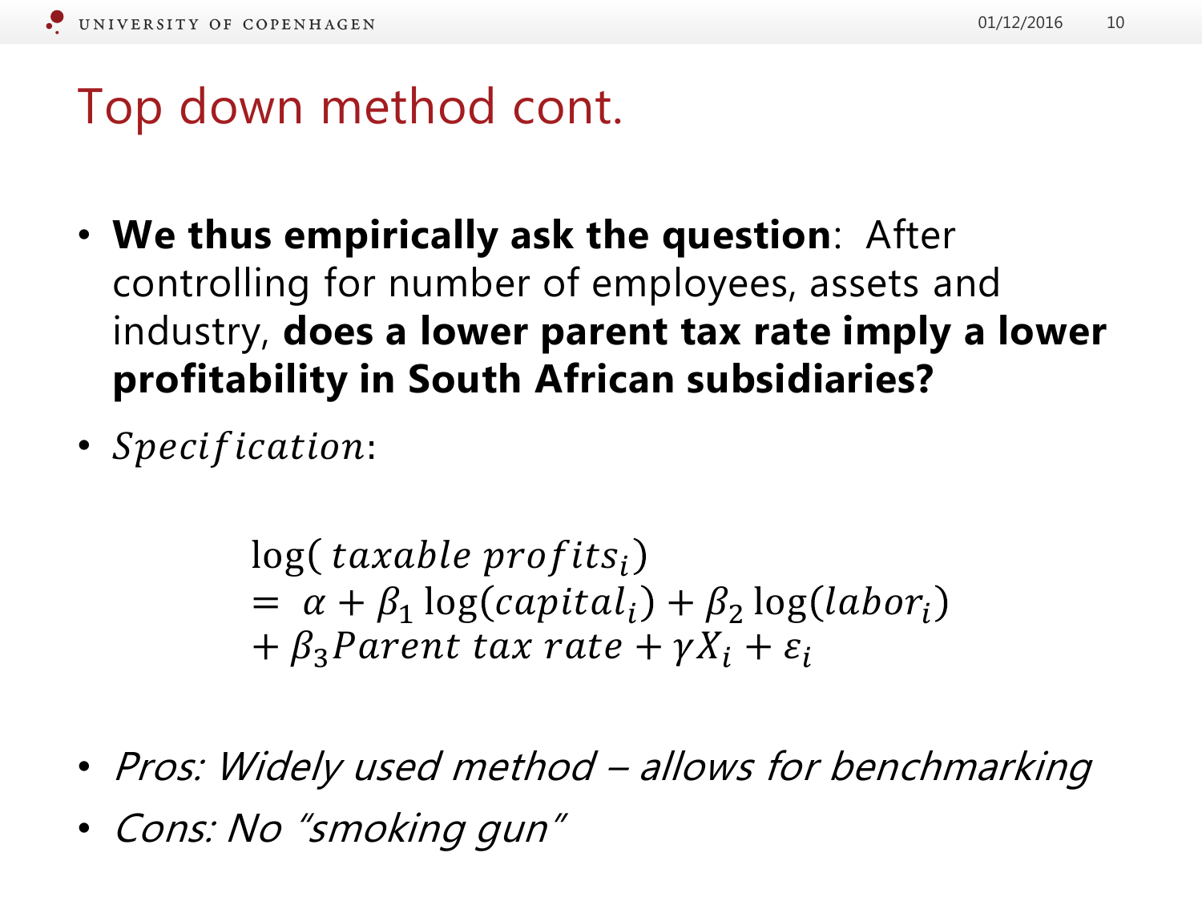# Top down method cont.

- **We thus empirically ask the question**: After controlling for number of employees, assets and industry, **does a lower parent tax rate imply a lower profitability in South African subsidiaries?**
- $Specification$:

$$
\begin{aligned}
&\log(taxable\ profits_i) \\
&= \alpha + \beta_1 \log(capital_i) + \beta_2 \log(labor_i) \\
&+ \beta_3 Parent\ tax\ rate + \gamma X_i + \varepsilon_i
\end{aligned}
$$

- *Pros: Widely used method – allows for benchmarking*
- *Cons: No "smoking gun"*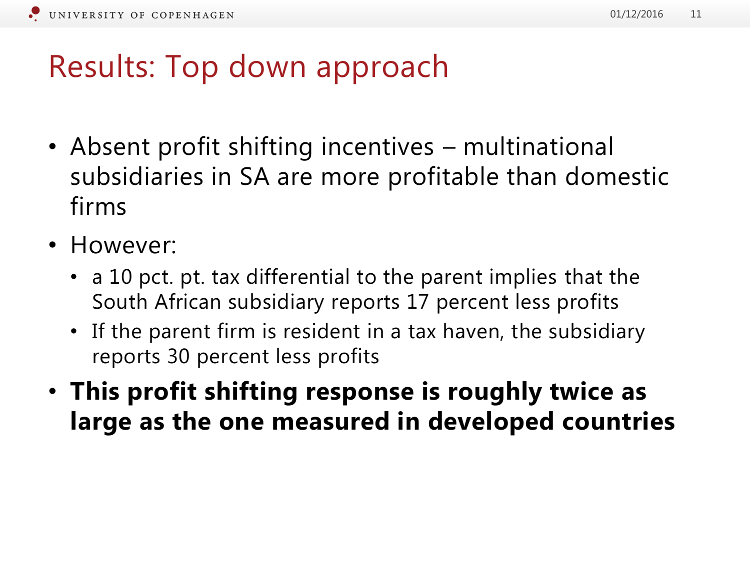# Results: Top down approach

- Absent profit shifting incentives – multinational subsidiaries in SA are more profitable than domestic firms
- However:
  - a 10 pct. pt. tax differential to the parent implies that the South African subsidiary reports 17 percent less profits
  - If the parent firm is resident in a tax haven, the subsidiary reports 30 percent less profits
- **This profit shifting response is roughly twice as large as the one measured in developed countries**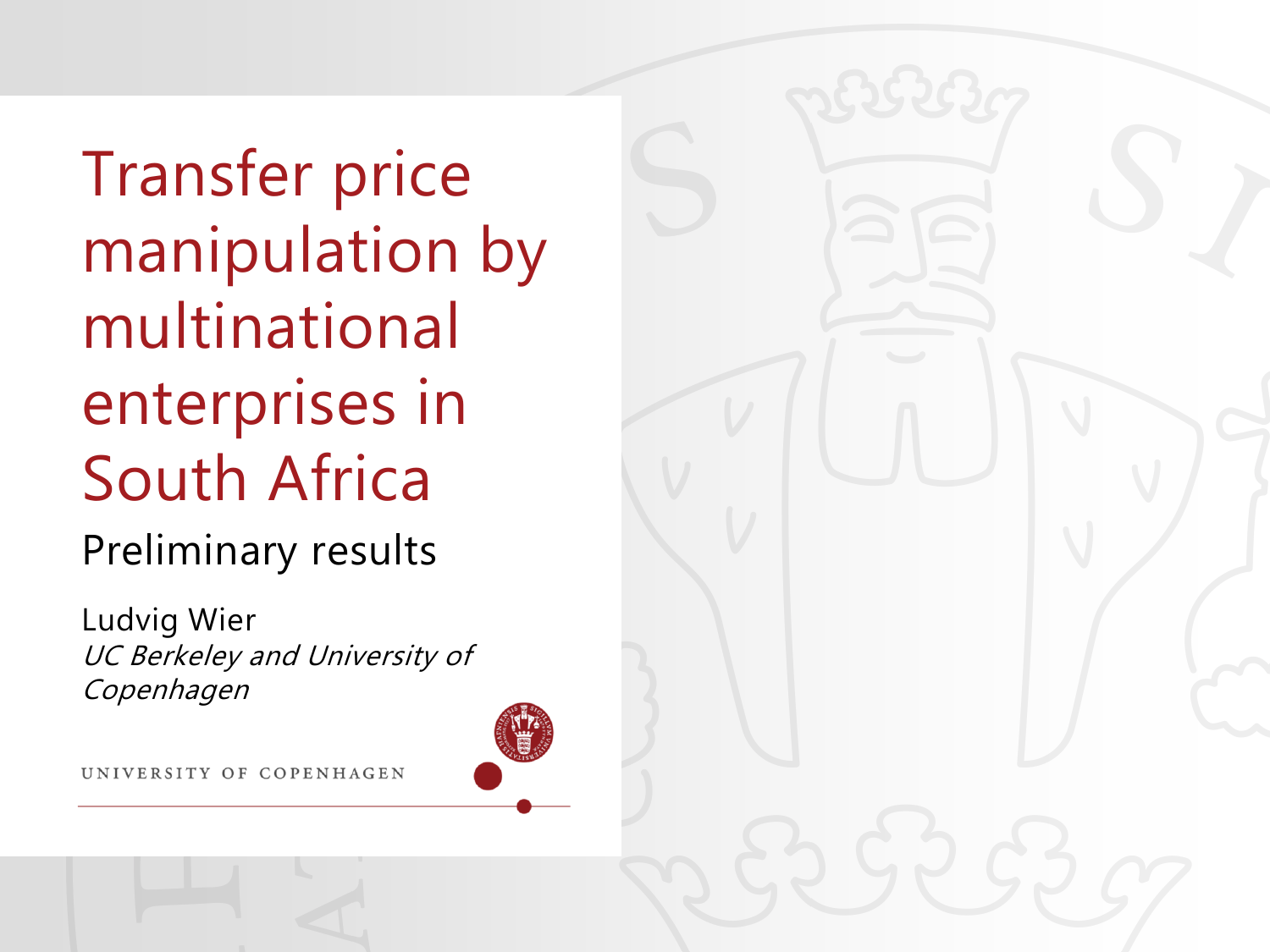# Transfer price manipulation by multinational enterprises in South Africa

## Preliminary results

Ludvig Wier

*UC Berkeley and University of Copenhagen*

UNIVERSITY OF COPENHAGEN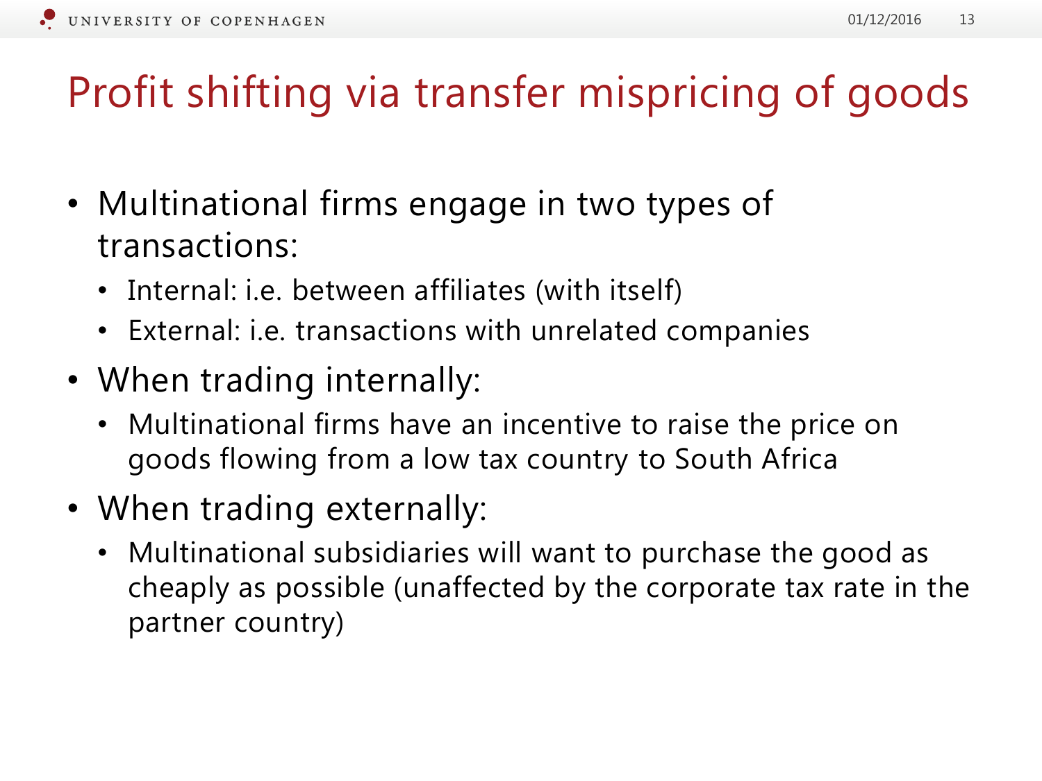# Profit shifting via transfer mispricing of goods

- Multinational firms engage in two types of transactions:
  - Internal: i.e. between affiliates (with itself)
  - External: i.e. transactions with unrelated companies
- When trading internally:
  - Multinational firms have an incentive to raise the price on goods flowing from a low tax country to South Africa
- When trading externally:
  - Multinational subsidiaries will want to purchase the good as cheaply as possible (unaffected by the corporate tax rate in the partner country)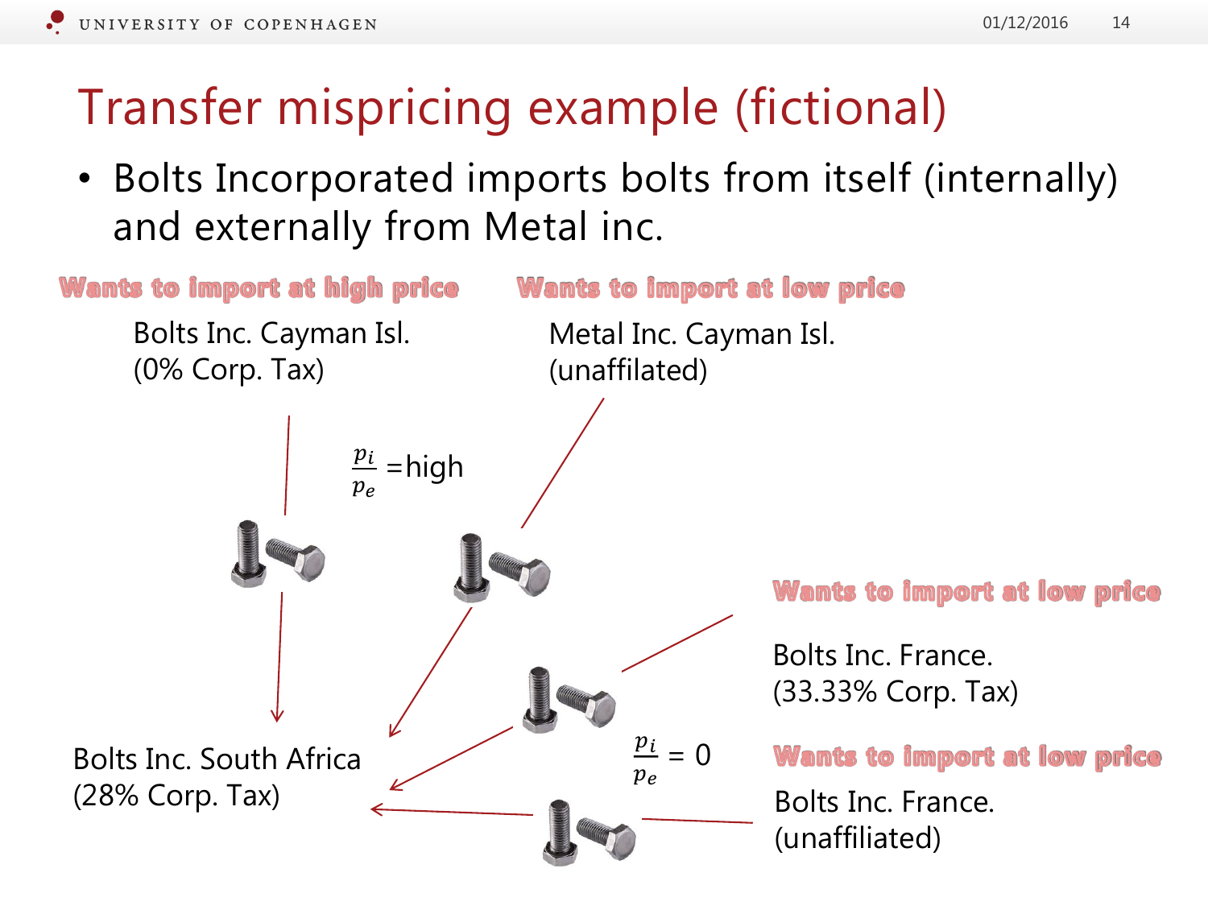# Transfer mispricing example (fictional)

- Bolts Incorporated imports bolts from itself (internally) and externally from Metal inc.

**Wants to import at high price**

Bolts Inc. Cayman Isl.
(0% Corp. Tax)

**Wants to import at low price**

Metal Inc. Cayman Isl.
(unaffilated)

$\frac{p_i}{p_e}$ =high

**Wants to import at low price**

Bolts Inc. France.
(33.33% Corp. Tax)

$\frac{p_i}{p_e}$ = 0

**Wants to import at low price**

Bolts Inc. France.
(unaffiliated)

Bolts Inc. South Africa
(28% Corp. Tax)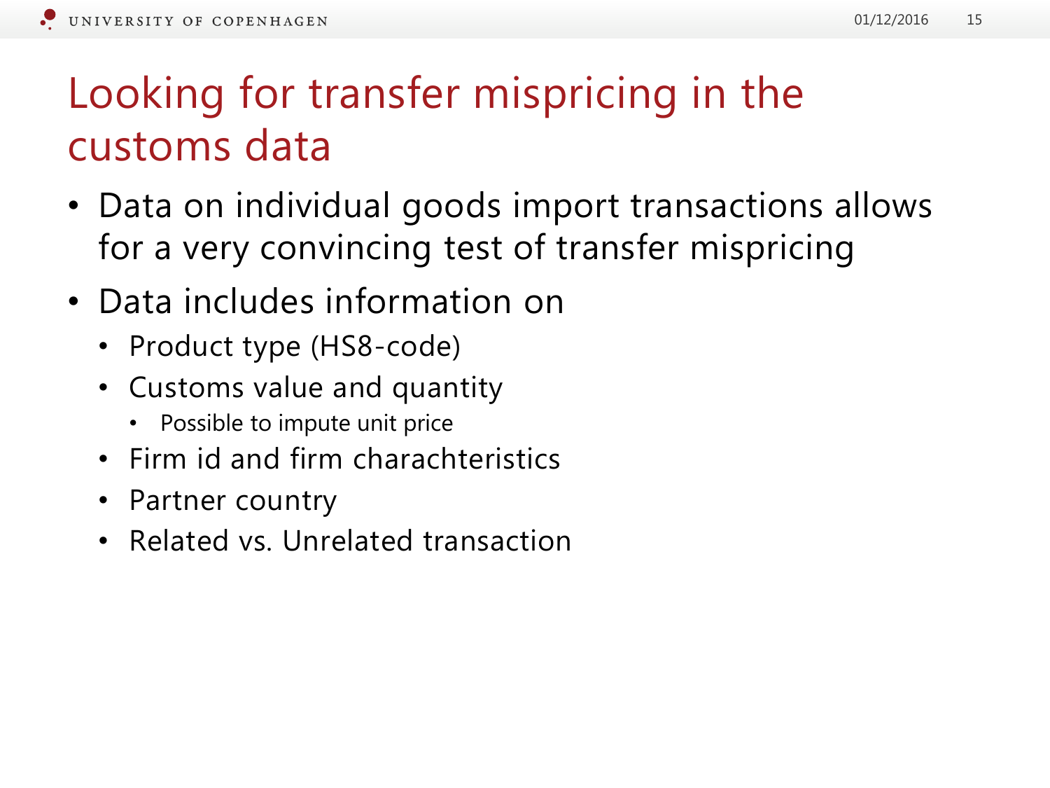# Looking for transfer mispricing in the customs data

- Data on individual goods import transactions allows for a very convincing test of transfer mispricing
- Data includes information on
  - Product type (HS8-code)
  - Customs value and quantity
    - Possible to impute unit price
  - Firm id and firm charachteristics
  - Partner country
  - Related vs. Unrelated transaction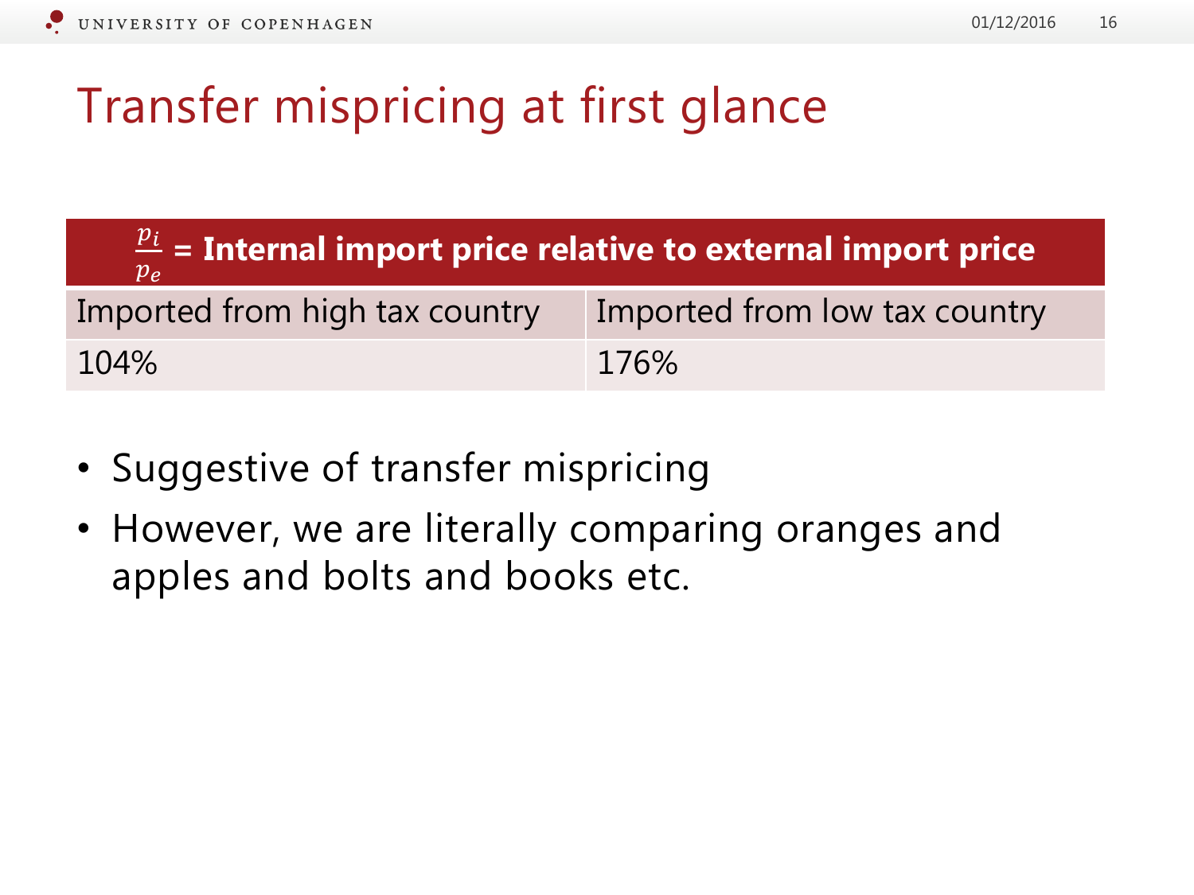# Transfer mispricing at first glance

| $\frac{p_i}{p_e}$ = **Internal import price relative to external import price** | |
|---|---|
| Imported from high tax country | Imported from low tax country |
| 104% | 176% |

- Suggestive of transfer mispricing
- However, we are literally comparing oranges and apples and bolts and books etc.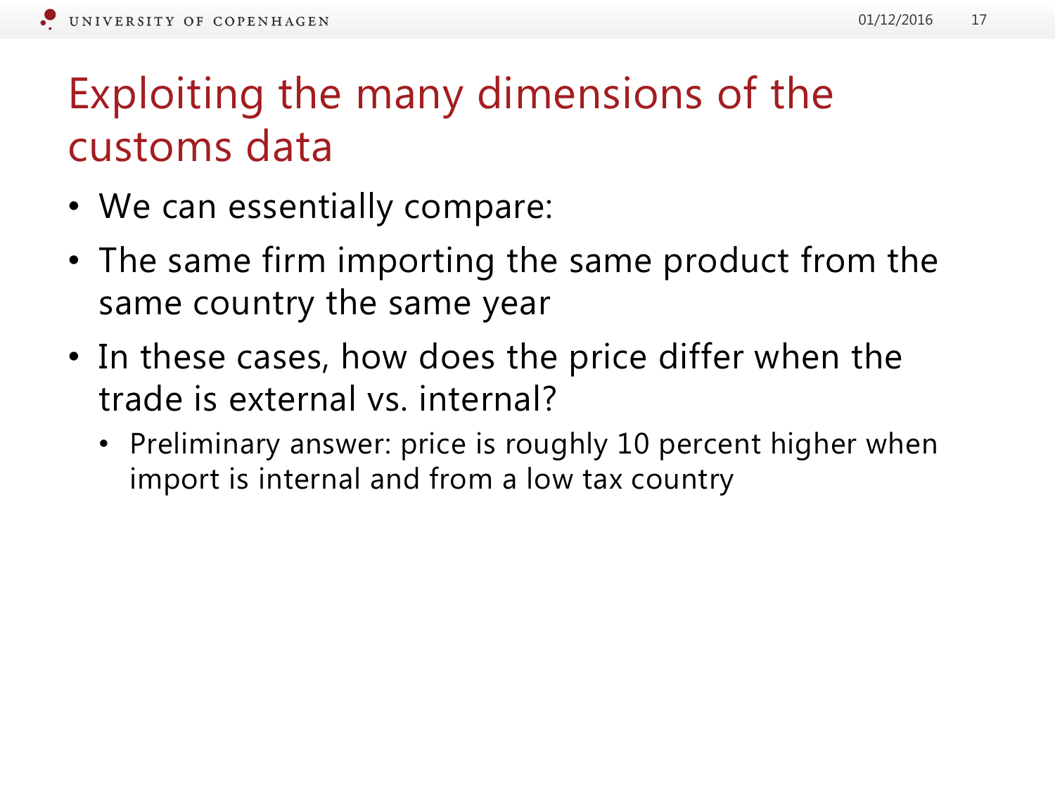# Exploiting the many dimensions of the customs data

- We can essentially compare:
- The same firm importing the same product from the same country the same year
- In these cases, how does the price differ when the trade is external vs. internal?
  - Preliminary answer: price is roughly 10 percent higher when import is internal and from a low tax country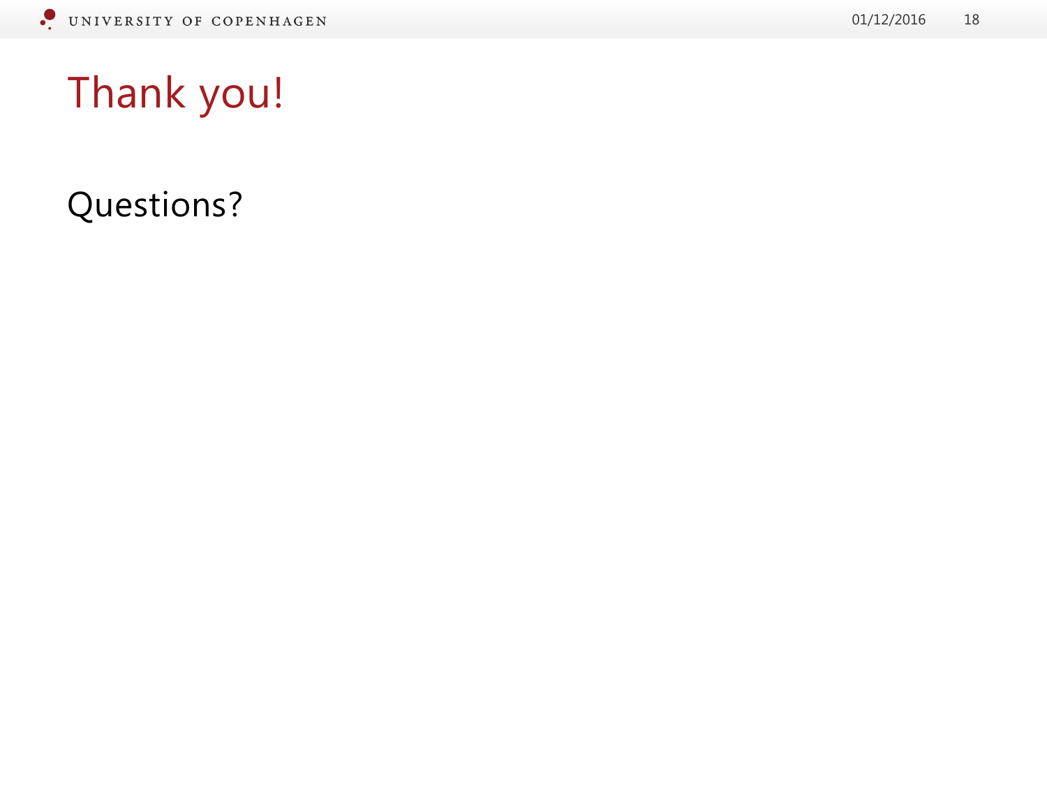# Thank you!

Questions?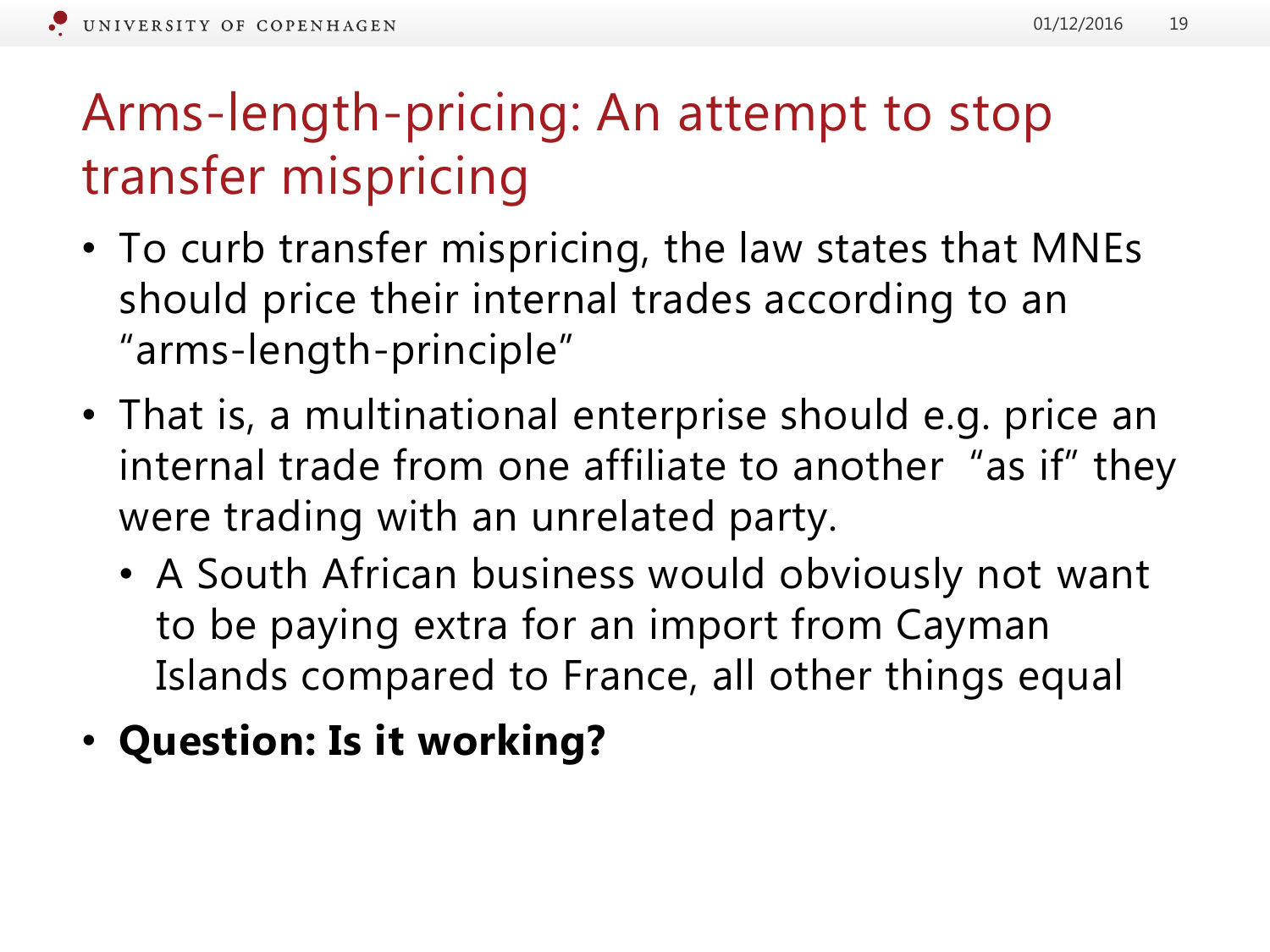# Arms-length-pricing: An attempt to stop transfer mispricing

- To curb transfer mispricing, the law states that MNEs should price their internal trades according to an "arms-length-principle"
- That is, a multinational enterprise should e.g. price an internal trade from one affiliate to another "as if" they were trading with an unrelated party.
  - A South African business would obviously not want to be paying extra for an import from Cayman Islands compared to France, all other things equal
- **Question: Is it working?**